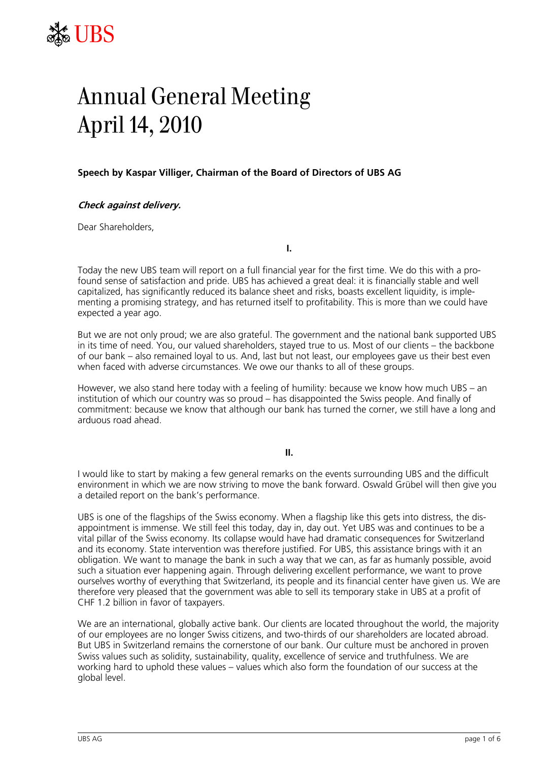UBS

# Annual General Meeting April 14, 2010

**Speech by Kaspar Villiger, Chairman of the Board of Directors of UBS AG**

***Check against delivery.***

Dear Shareholders,

**I.**

Today the new UBS team will report on a full financial year for the first time. We do this with a profound sense of satisfaction and pride. UBS has achieved a great deal: it is financially stable and well capitalized, has significantly reduced its balance sheet and risks, boasts excellent liquidity, is implementing a promising strategy, and has returned itself to profitability. This is more than we could have expected a year ago.

But we are not only proud; we are also grateful. The government and the national bank supported UBS in its time of need. You, our valued shareholders, stayed true to us. Most of our clients – the backbone of our bank – also remained loyal to us. And, last but not least, our employees gave us their best even when faced with adverse circumstances. We owe our thanks to all of these groups.

However, we also stand here today with a feeling of humility: because we know how much UBS – an institution of which our country was so proud – has disappointed the Swiss people. And finally of commitment: because we know that although our bank has turned the corner, we still have a long and arduous road ahead.

**II.**

I would like to start by making a few general remarks on the events surrounding UBS and the difficult environment in which we are now striving to move the bank forward. Oswald Grübel will then give you a detailed report on the bank's performance.

UBS is one of the flagships of the Swiss economy. When a flagship like this gets into distress, the disappointment is immense. We still feel this today, day in, day out. Yet UBS was and continues to be a vital pillar of the Swiss economy. Its collapse would have had dramatic consequences for Switzerland and its economy. State intervention was therefore justified. For UBS, this assistance brings with it an obligation. We want to manage the bank in such a way that we can, as far as humanly possible, avoid such a situation ever happening again. Through delivering excellent performance, we want to prove ourselves worthy of everything that Switzerland, its people and its financial center have given us. We are therefore very pleased that the government was able to sell its temporary stake in UBS at a profit of CHF 1.2 billion in favor of taxpayers.

We are an international, globally active bank. Our clients are located throughout the world, the majority of our employees are no longer Swiss citizens, and two-thirds of our shareholders are located abroad. But UBS in Switzerland remains the cornerstone of our bank. Our culture must be anchored in proven Swiss values such as solidity, sustainability, quality, excellence of service and truthfulness. We are working hard to uphold these values – values which also form the foundation of our success at the global level.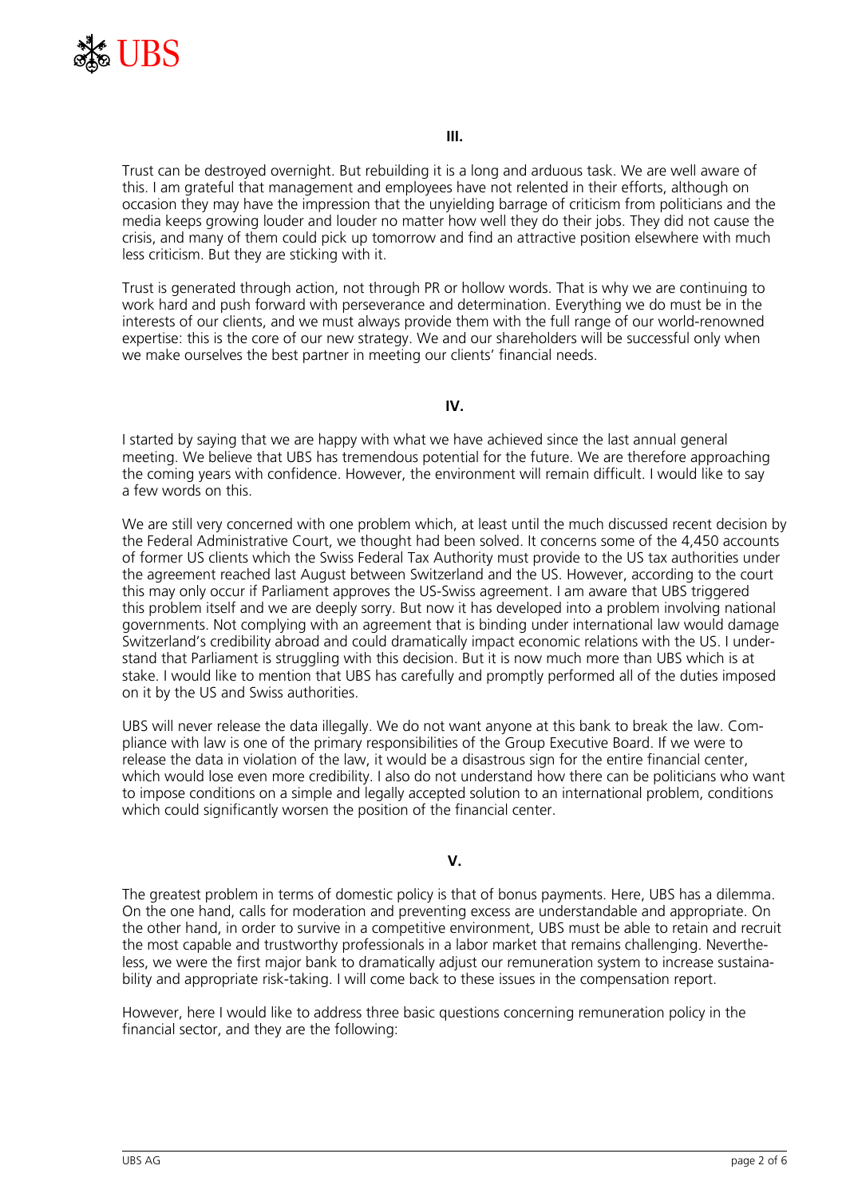### III.

Trust can be destroyed overnight. But rebuilding it is a long and arduous task. We are well aware of this. I am grateful that management and employees have not relented in their efforts, although on occasion they may have the impression that the unyielding barrage of criticism from politicians and the media keeps growing louder and louder no matter how well they do their jobs. They did not cause the crisis, and many of them could pick up tomorrow and find an attractive position elsewhere with much less criticism. But they are sticking with it.

Trust is generated through action, not through PR or hollow words. That is why we are continuing to work hard and push forward with perseverance and determination. Everything we do must be in the interests of our clients, and we must always provide them with the full range of our world-renowned expertise: this is the core of our new strategy. We and our shareholders will be successful only when we make ourselves the best partner in meeting our clients' financial needs.

### IV.

I started by saying that we are happy with what we have achieved since the last annual general meeting. We believe that UBS has tremendous potential for the future. We are therefore approaching the coming years with confidence. However, the environment will remain difficult. I would like to say a few words on this.

We are still very concerned with one problem which, at least until the much discussed recent decision by the Federal Administrative Court, we thought had been solved. It concerns some of the 4,450 accounts of former US clients which the Swiss Federal Tax Authority must provide to the US tax authorities under the agreement reached last August between Switzerland and the US. However, according to the court this may only occur if Parliament approves the US-Swiss agreement. I am aware that UBS triggered this problem itself and we are deeply sorry. But now it has developed into a problem involving national governments. Not complying with an agreement that is binding under international law would damage Switzerland's credibility abroad and could dramatically impact economic relations with the US. I understand that Parliament is struggling with this decision. But it is now much more than UBS which is at stake. I would like to mention that UBS has carefully and promptly performed all of the duties imposed on it by the US and Swiss authorities.

UBS will never release the data illegally. We do not want anyone at this bank to break the law. Compliance with law is one of the primary responsibilities of the Group Executive Board. If we were to release the data in violation of the law, it would be a disastrous sign for the entire financial center, which would lose even more credibility. I also do not understand how there can be politicians who want to impose conditions on a simple and legally accepted solution to an international problem, conditions which could significantly worsen the position of the financial center.

### V.

The greatest problem in terms of domestic policy is that of bonus payments. Here, UBS has a dilemma. On the one hand, calls for moderation and preventing excess are understandable and appropriate. On the other hand, in order to survive in a competitive environment, UBS must be able to retain and recruit the most capable and trustworthy professionals in a labor market that remains challenging. Nevertheless, we were the first major bank to dramatically adjust our remuneration system to increase sustainability and appropriate risk-taking. I will come back to these issues in the compensation report.

However, here I would like to address three basic questions concerning remuneration policy in the financial sector, and they are the following: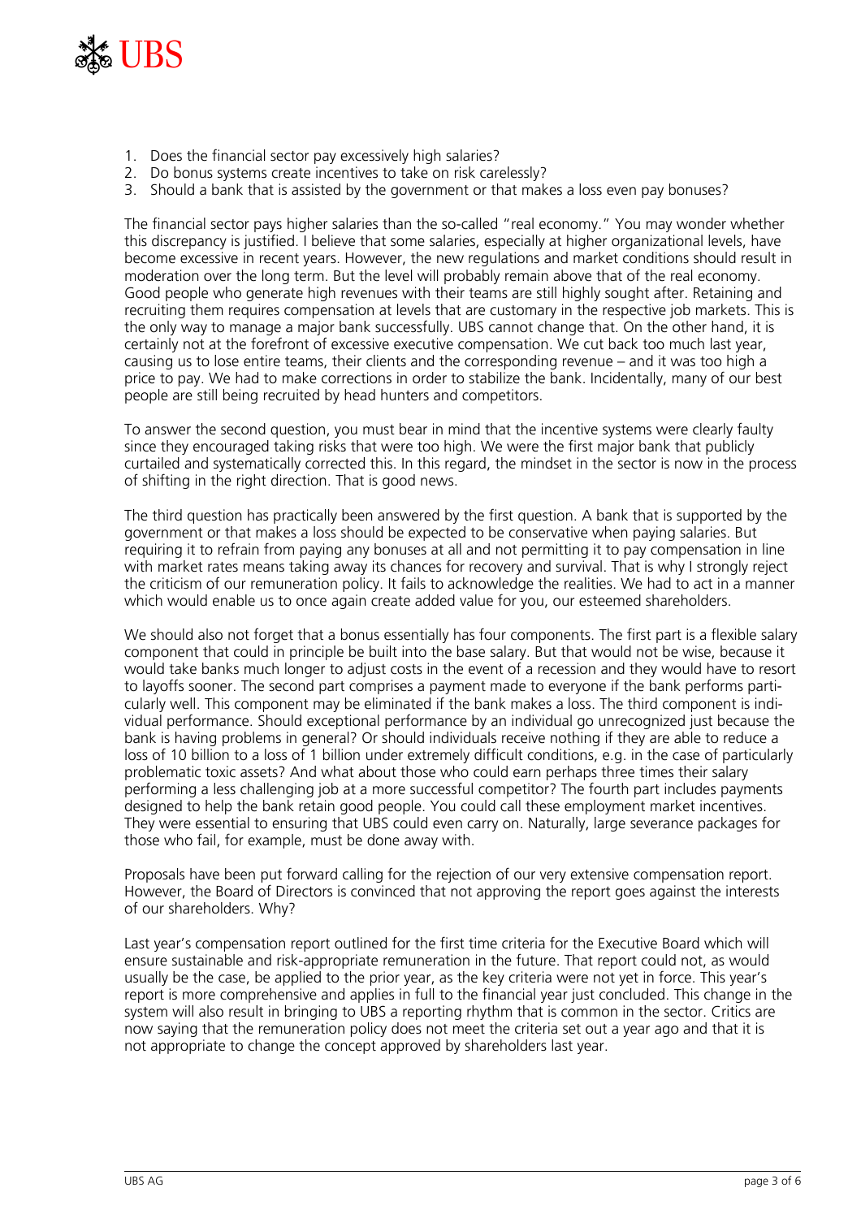1. Does the financial sector pay excessively high salaries?
2. Do bonus systems create incentives to take on risk carelessly?
3. Should a bank that is assisted by the government or that makes a loss even pay bonuses?

The financial sector pays higher salaries than the so-called "real economy." You may wonder whether this discrepancy is justified. I believe that some salaries, especially at higher organizational levels, have become excessive in recent years. However, the new regulations and market conditions should result in moderation over the long term. But the level will probably remain above that of the real economy. Good people who generate high revenues with their teams are still highly sought after. Retaining and recruiting them requires compensation at levels that are customary in the respective job markets. This is the only way to manage a major bank successfully. UBS cannot change that. On the other hand, it is certainly not at the forefront of excessive executive compensation. We cut back too much last year, causing us to lose entire teams, their clients and the corresponding revenue – and it was too high a price to pay. We had to make corrections in order to stabilize the bank. Incidentally, many of our best people are still being recruited by head hunters and competitors.

To answer the second question, you must bear in mind that the incentive systems were clearly faulty since they encouraged taking risks that were too high. We were the first major bank that publicly curtailed and systematically corrected this. In this regard, the mindset in the sector is now in the process of shifting in the right direction. That is good news.

The third question has practically been answered by the first question. A bank that is supported by the government or that makes a loss should be expected to be conservative when paying salaries. But requiring it to refrain from paying any bonuses at all and not permitting it to pay compensation in line with market rates means taking away its chances for recovery and survival. That is why I strongly reject the criticism of our remuneration policy. It fails to acknowledge the realities. We had to act in a manner which would enable us to once again create added value for you, our esteemed shareholders.

We should also not forget that a bonus essentially has four components. The first part is a flexible salary component that could in principle be built into the base salary. But that would not be wise, because it would take banks much longer to adjust costs in the event of a recession and they would have to resort to layoffs sooner. The second part comprises a payment made to everyone if the bank performs particularly well. This component may be eliminated if the bank makes a loss. The third component is individual performance. Should exceptional performance by an individual go unrecognized just because the bank is having problems in general? Or should individuals receive nothing if they are able to reduce a loss of 10 billion to a loss of 1 billion under extremely difficult conditions, e.g. in the case of particularly problematic toxic assets? And what about those who could earn perhaps three times their salary performing a less challenging job at a more successful competitor? The fourth part includes payments designed to help the bank retain good people. You could call these employment market incentives. They were essential to ensuring that UBS could even carry on. Naturally, large severance packages for those who fail, for example, must be done away with.

Proposals have been put forward calling for the rejection of our very extensive compensation report. However, the Board of Directors is convinced that not approving the report goes against the interests of our shareholders. Why?

Last year's compensation report outlined for the first time criteria for the Executive Board which will ensure sustainable and risk-appropriate remuneration in the future. That report could not, as would usually be the case, be applied to the prior year, as the key criteria were not yet in force. This year's report is more comprehensive and applies in full to the financial year just concluded. This change in the system will also result in bringing to UBS a reporting rhythm that is common in the sector. Critics are now saying that the remuneration policy does not meet the criteria set out a year ago and that it is not appropriate to change the concept approved by shareholders last year.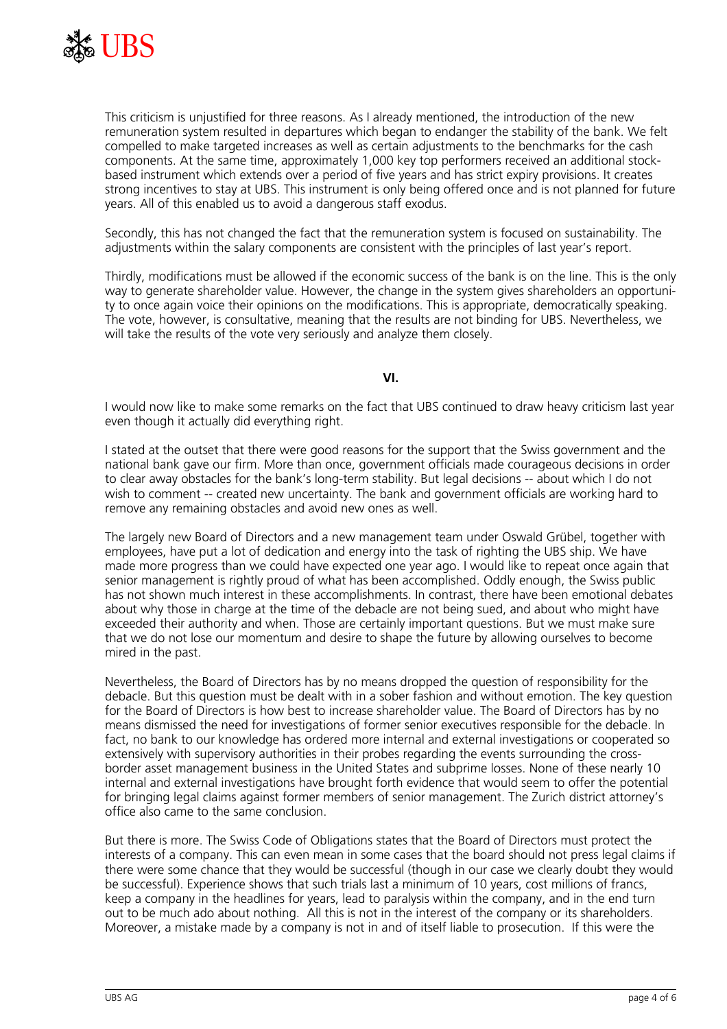This criticism is unjustified for three reasons. As I already mentioned, the introduction of the new remuneration system resulted in departures which began to endanger the stability of the bank. We felt compelled to make targeted increases as well as certain adjustments to the benchmarks for the cash components. At the same time, approximately 1,000 key top performers received an additional stock-based instrument which extends over a period of five years and has strict expiry provisions. It creates strong incentives to stay at UBS. This instrument is only being offered once and is not planned for future years. All of this enabled us to avoid a dangerous staff exodus.

Secondly, this has not changed the fact that the remuneration system is focused on sustainability. The adjustments within the salary components are consistent with the principles of last year's report.

Thirdly, modifications must be allowed if the economic success of the bank is on the line. This is the only way to generate shareholder value. However, the change in the system gives shareholders an opportunity to once again voice their opinions on the modifications. This is appropriate, democratically speaking. The vote, however, is consultative, meaning that the results are not binding for UBS. Nevertheless, we will take the results of the vote very seriously and analyze them closely.

## VI.

I would now like to make some remarks on the fact that UBS continued to draw heavy criticism last year even though it actually did everything right.

I stated at the outset that there were good reasons for the support that the Swiss government and the national bank gave our firm. More than once, government officials made courageous decisions in order to clear away obstacles for the bank's long-term stability. But legal decisions -- about which I do not wish to comment -- created new uncertainty. The bank and government officials are working hard to remove any remaining obstacles and avoid new ones as well.

The largely new Board of Directors and a new management team under Oswald Grübel, together with employees, have put a lot of dedication and energy into the task of righting the UBS ship. We have made more progress than we could have expected one year ago. I would like to repeat once again that senior management is rightly proud of what has been accomplished. Oddly enough, the Swiss public has not shown much interest in these accomplishments. In contrast, there have been emotional debates about why those in charge at the time of the debacle are not being sued, and about who might have exceeded their authority and when. Those are certainly important questions. But we must make sure that we do not lose our momentum and desire to shape the future by allowing ourselves to become mired in the past.

Nevertheless, the Board of Directors has by no means dropped the question of responsibility for the debacle. But this question must be dealt with in a sober fashion and without emotion. The key question for the Board of Directors is how best to increase shareholder value. The Board of Directors has by no means dismissed the need for investigations of former senior executives responsible for the debacle. In fact, no bank to our knowledge has ordered more internal and external investigations or cooperated so extensively with supervisory authorities in their probes regarding the events surrounding the cross-border asset management business in the United States and subprime losses. None of these nearly 10 internal and external investigations have brought forth evidence that would seem to offer the potential for bringing legal claims against former members of senior management. The Zurich district attorney's office also came to the same conclusion.

But there is more. The Swiss Code of Obligations states that the Board of Directors must protect the interests of a company. This can even mean in some cases that the board should not press legal claims if there were some chance that they would be successful (though in our case we clearly doubt they would be successful). Experience shows that such trials last a minimum of 10 years, cost millions of francs, keep a company in the headlines for years, lead to paralysis within the company, and in the end turn out to be much ado about nothing. All this is not in the interest of the company or its shareholders. Moreover, a mistake made by a company is not in and of itself liable to prosecution. If this were the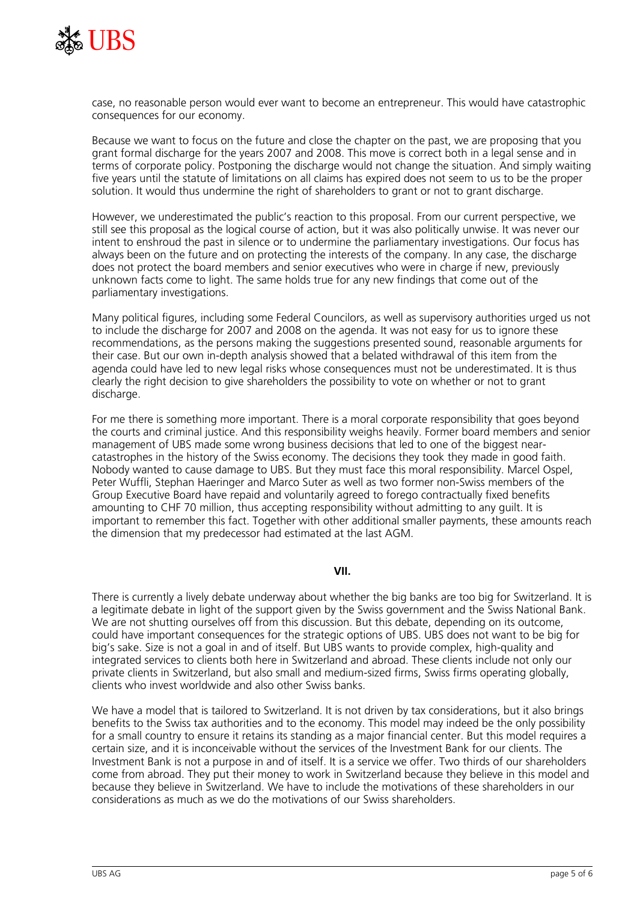case, no reasonable person would ever want to become an entrepreneur. This would have catastrophic consequences for our economy.

Because we want to focus on the future and close the chapter on the past, we are proposing that you grant formal discharge for the years 2007 and 2008. This move is correct both in a legal sense and in terms of corporate policy. Postponing the discharge would not change the situation. And simply waiting five years until the statute of limitations on all claims has expired does not seem to us to be the proper solution. It would thus undermine the right of shareholders to grant or not to grant discharge.

However, we underestimated the public's reaction to this proposal. From our current perspective, we still see this proposal as the logical course of action, but it was also politically unwise. It was never our intent to enshroud the past in silence or to undermine the parliamentary investigations. Our focus has always been on the future and on protecting the interests of the company. In any case, the discharge does not protect the board members and senior executives who were in charge if new, previously unknown facts come to light. The same holds true for any new findings that come out of the parliamentary investigations.

Many political figures, including some Federal Councilors, as well as supervisory authorities urged us not to include the discharge for 2007 and 2008 on the agenda. It was not easy for us to ignore these recommendations, as the persons making the suggestions presented sound, reasonable arguments for their case. But our own in-depth analysis showed that a belated withdrawal of this item from the agenda could have led to new legal risks whose consequences must not be underestimated. It is thus clearly the right decision to give shareholders the possibility to vote on whether or not to grant discharge.

For me there is something more important. There is a moral corporate responsibility that goes beyond the courts and criminal justice. And this responsibility weighs heavily. Former board members and senior management of UBS made some wrong business decisions that led to one of the biggest near-catastrophes in the history of the Swiss economy. The decisions they took they made in good faith. Nobody wanted to cause damage to UBS. But they must face this moral responsibility. Marcel Ospel, Peter Wuffli, Stephan Haeringer and Marco Suter as well as two former non-Swiss members of the Group Executive Board have repaid and voluntarily agreed to forego contractually fixed benefits amounting to CHF 70 million, thus accepting responsibility without admitting to any guilt. It is important to remember this fact. Together with other additional smaller payments, these amounts reach the dimension that my predecessor had estimated at the last AGM.

## VII.

There is currently a lively debate underway about whether the big banks are too big for Switzerland. It is a legitimate debate in light of the support given by the Swiss government and the Swiss National Bank. We are not shutting ourselves off from this discussion. But this debate, depending on its outcome, could have important consequences for the strategic options of UBS. UBS does not want to be big for big's sake. Size is not a goal in and of itself. But UBS wants to provide complex, high-quality and integrated services to clients both here in Switzerland and abroad. These clients include not only our private clients in Switzerland, but also small and medium-sized firms, Swiss firms operating globally, clients who invest worldwide and also other Swiss banks.

We have a model that is tailored to Switzerland. It is not driven by tax considerations, but it also brings benefits to the Swiss tax authorities and to the economy. This model may indeed be the only possibility for a small country to ensure it retains its standing as a major financial center. But this model requires a certain size, and it is inconceivable without the services of the Investment Bank for our clients. The Investment Bank is not a purpose in and of itself. It is a service we offer. Two thirds of our shareholders come from abroad. They put their money to work in Switzerland because they believe in this model and because they believe in Switzerland. We have to include the motivations of these shareholders in our considerations as much as we do the motivations of our Swiss shareholders.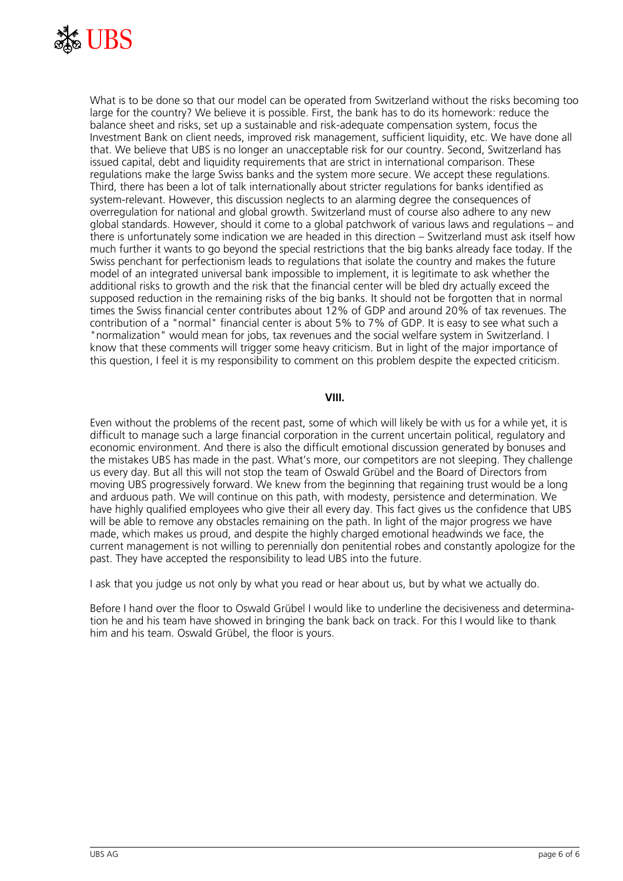What is to be done so that our model can be operated from Switzerland without the risks becoming too large for the country? We believe it is possible. First, the bank has to do its homework: reduce the balance sheet and risks, set up a sustainable and risk-adequate compensation system, focus the Investment Bank on client needs, improved risk management, sufficient liquidity, etc. We have done all that. We believe that UBS is no longer an unacceptable risk for our country. Second, Switzerland has issued capital, debt and liquidity requirements that are strict in international comparison. These regulations make the large Swiss banks and the system more secure. We accept these regulations. Third, there has been a lot of talk internationally about stricter regulations for banks identified as system-relevant. However, this discussion neglects to an alarming degree the consequences of overregulation for national and global growth. Switzerland must of course also adhere to any new global standards. However, should it come to a global patchwork of various laws and regulations – and there is unfortunately some indication we are headed in this direction – Switzerland must ask itself how much further it wants to go beyond the special restrictions that the big banks already face today. If the Swiss penchant for perfectionism leads to regulations that isolate the country and makes the future model of an integrated universal bank impossible to implement, it is legitimate to ask whether the additional risks to growth and the risk that the financial center will be bled dry actually exceed the supposed reduction in the remaining risks of the big banks. It should not be forgotten that in normal times the Swiss financial center contributes about 12% of GDP and around 20% of tax revenues. The contribution of a "normal" financial center is about 5% to 7% of GDP. It is easy to see what such a "normalization" would mean for jobs, tax revenues and the social welfare system in Switzerland. I know that these comments will trigger some heavy criticism. But in light of the major importance of this question, I feel it is my responsibility to comment on this problem despite the expected criticism.

## VIII.

Even without the problems of the recent past, some of which will likely be with us for a while yet, it is difficult to manage such a large financial corporation in the current uncertain political, regulatory and economic environment. And there is also the difficult emotional discussion generated by bonuses and the mistakes UBS has made in the past. What's more, our competitors are not sleeping. They challenge us every day. But all this will not stop the team of Oswald Grübel and the Board of Directors from moving UBS progressively forward. We knew from the beginning that regaining trust would be a long and arduous path. We will continue on this path, with modesty, persistence and determination. We have highly qualified employees who give their all every day. This fact gives us the confidence that UBS will be able to remove any obstacles remaining on the path. In light of the major progress we have made, which makes us proud, and despite the highly charged emotional headwinds we face, the current management is not willing to perennially don penitential robes and constantly apologize for the past. They have accepted the responsibility to lead UBS into the future.

I ask that you judge us not only by what you read or hear about us, but by what we actually do.

Before I hand over the floor to Oswald Grübel I would like to underline the decisiveness and determination he and his team have showed in bringing the bank back on track. For this I would like to thank him and his team. Oswald Grübel, the floor is yours.